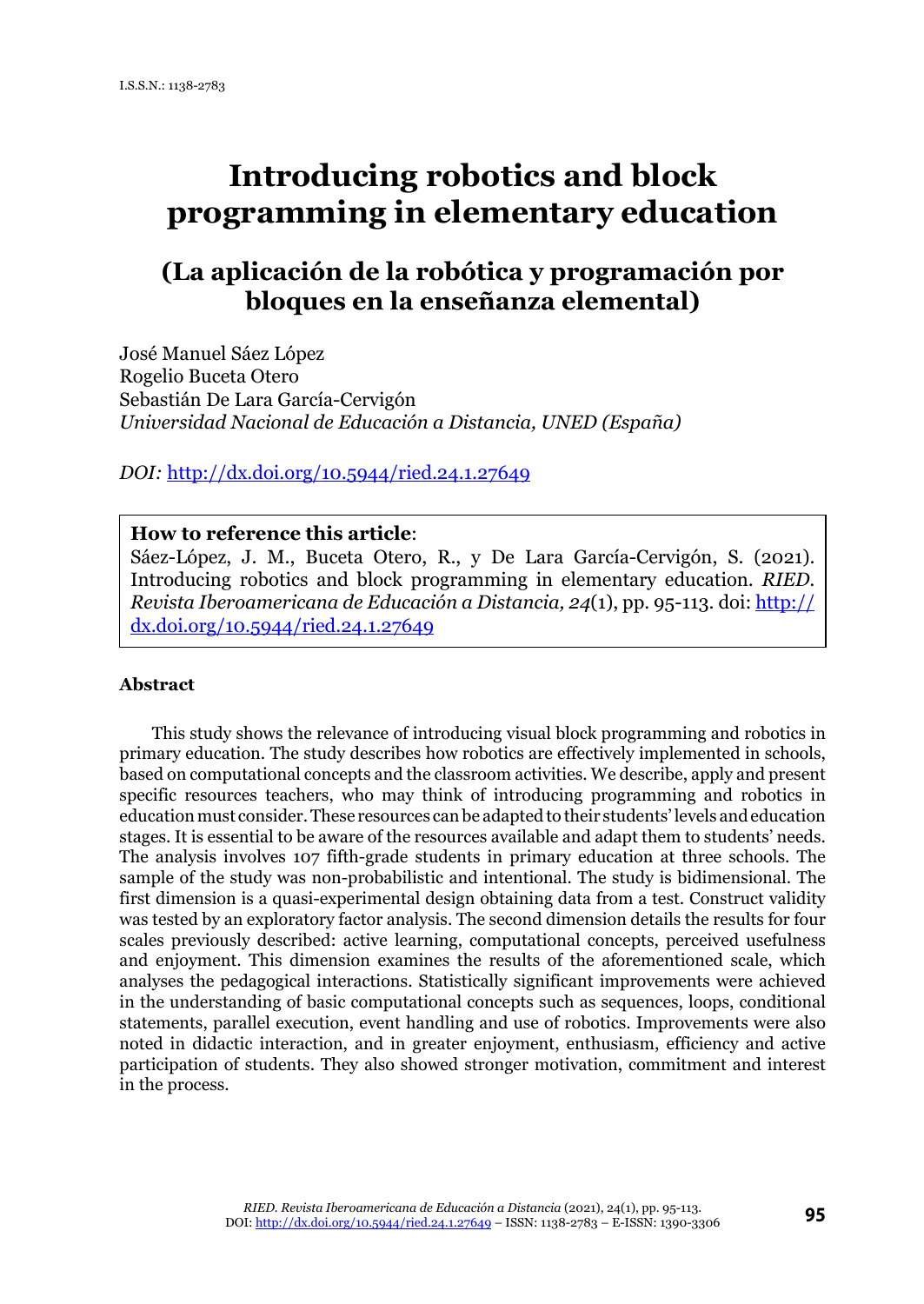I.S.S.N.: 1138-2783

# Introducing robotics and block programming in elementary education

## (La aplicación de la robótica y programación por bloques en la enseñanza elemental)

José Manuel Sáez López
Rogelio Buceta Otero
Sebastián De Lara García-Cervigón
*Universidad Nacional de Educación a Distancia, UNED (España)*

*DOI:* http://dx.doi.org/10.5944/ried.24.1.27649

**How to reference this article**:
Sáez-López, J. M., Buceta Otero, R., y De Lara García-Cervigón, S. (2021). Introducing robotics and block programming in elementary education. *RIED. Revista Iberoamericana de Educación a Distancia, 24*(1), pp. 95-113. doi: http://dx.doi.org/10.5944/ried.24.1.27649

#### Abstract

This study shows the relevance of introducing visual block programming and robotics in primary education. The study describes how robotics are effectively implemented in schools, based on computational concepts and the classroom activities. We describe, apply and present specific resources teachers, who may think of introducing programming and robotics in education must consider. These resources can be adapted to their students' levels and education stages. It is essential to be aware of the resources available and adapt them to students' needs. The analysis involves 107 fifth-grade students in primary education at three schools. The sample of the study was non-probabilistic and intentional. The study is bidimensional. The first dimension is a quasi-experimental design obtaining data from a test. Construct validity was tested by an exploratory factor analysis. The second dimension details the results for four scales previously described: active learning, computational concepts, perceived usefulness and enjoyment. This dimension examines the results of the aforementioned scale, which analyses the pedagogical interactions. Statistically significant improvements were achieved in the understanding of basic computational concepts such as sequences, loops, conditional statements, parallel execution, event handling and use of robotics. Improvements were also noted in didactic interaction, and in greater enjoyment, enthusiasm, efficiency and active participation of students. They also showed stronger motivation, commitment and interest in the process.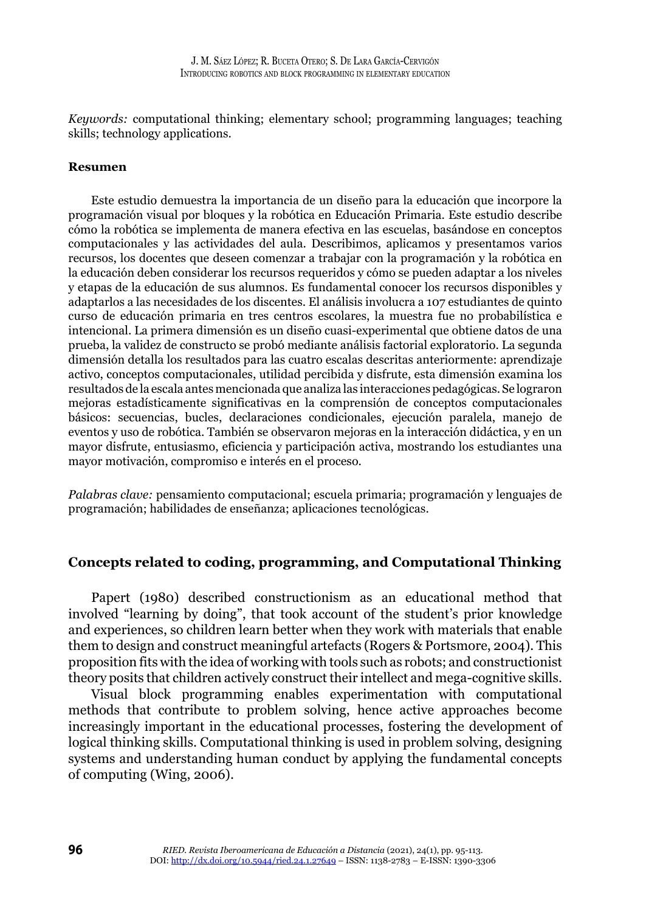*Keywords:* computational thinking; elementary school; programming languages; teaching skills; technology applications.

**Resumen**

Este estudio demuestra la importancia de un diseño para la educación que incorpore la programación visual por bloques y la robótica en Educación Primaria. Este estudio describe cómo la robótica se implementa de manera efectiva en las escuelas, basándose en conceptos computacionales y las actividades del aula. Describimos, aplicamos y presentamos varios recursos, los docentes que deseen comenzar a trabajar con la programación y la robótica en la educación deben considerar los recursos requeridos y cómo se pueden adaptar a los niveles y etapas de la educación de sus alumnos. Es fundamental conocer los recursos disponibles y adaptarlos a las necesidades de los discentes. El análisis involucra a 107 estudiantes de quinto curso de educación primaria en tres centros escolares, la muestra fue no probabilística e intencional. La primera dimensión es un diseño cuasi-experimental que obtiene datos de una prueba, la validez de constructo se probó mediante análisis factorial exploratorio. La segunda dimensión detalla los resultados para las cuatro escalas descritas anteriormente: aprendizaje activo, conceptos computacionales, utilidad percibida y disfrute, esta dimensión examina los resultados de la escala antes mencionada que analiza las interacciones pedagógicas. Se lograron mejoras estadísticamente significativas en la comprensión de conceptos computacionales básicos: secuencias, bucles, declaraciones condicionales, ejecución paralela, manejo de eventos y uso de robótica. También se observaron mejoras en la interacción didáctica, y en un mayor disfrute, entusiasmo, eficiencia y participación activa, mostrando los estudiantes una mayor motivación, compromiso e interés en el proceso.

*Palabras clave:* pensamiento computacional; escuela primaria; programación y lenguajes de programación; habilidades de enseñanza; aplicaciones tecnológicas.

## Concepts related to coding, programming, and Computational Thinking

Papert (1980) described constructionism as an educational method that involved "learning by doing", that took account of the student's prior knowledge and experiences, so children learn better when they work with materials that enable them to design and construct meaningful artefacts (Rogers & Portsmore, 2004). This proposition fits with the idea of working with tools such as robots; and constructionist theory posits that children actively construct their intellect and mega-cognitive skills.

Visual block programming enables experimentation with computational methods that contribute to problem solving, hence active approaches become increasingly important in the educational processes, fostering the development of logical thinking skills. Computational thinking is used in problem solving, designing systems and understanding human conduct by applying the fundamental concepts of computing (Wing, 2006).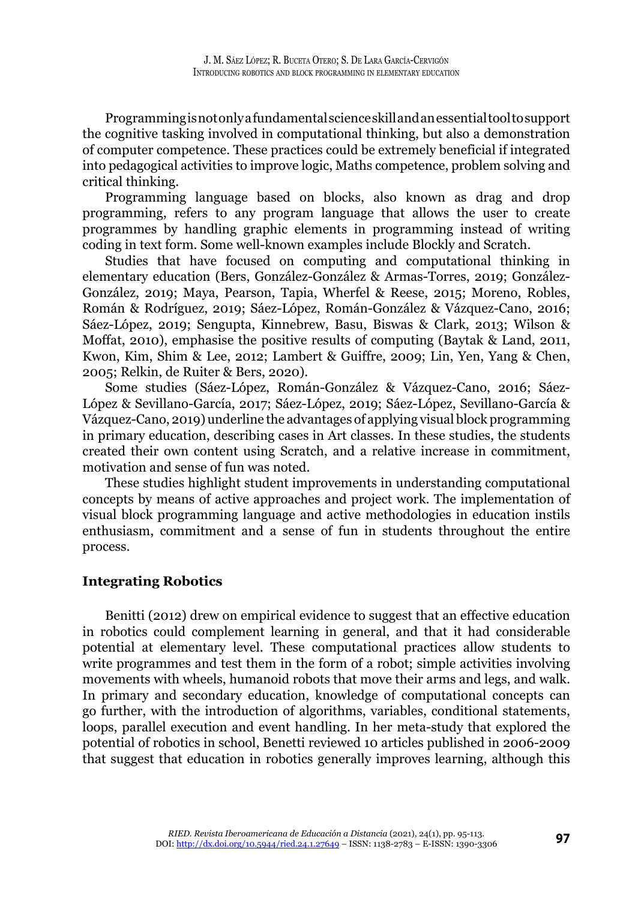Programming is not only a fundamental science skill and an essential tool to support the cognitive tasking involved in computational thinking, but also a demonstration of computer competence. These practices could be extremely beneficial if integrated into pedagogical activities to improve logic, Maths competence, problem solving and critical thinking.

Programming language based on blocks, also known as drag and drop programming, refers to any program language that allows the user to create programmes by handling graphic elements in programming instead of writing coding in text form. Some well-known examples include Blockly and Scratch.

Studies that have focused on computing and computational thinking in elementary education (Bers, González-González & Armas-Torres, 2019; González-González, 2019; Maya, Pearson, Tapia, Wherfel & Reese, 2015; Moreno, Robles, Román & Rodríguez, 2019; Sáez-López, Román-González & Vázquez-Cano, 2016; Sáez-López, 2019; Sengupta, Kinnebrew, Basu, Biswas & Clark, 2013; Wilson & Moffat, 2010), emphasise the positive results of computing (Baytak & Land, 2011, Kwon, Kim, Shim & Lee, 2012; Lambert & Guiffre, 2009; Lin, Yen, Yang & Chen, 2005; Relkin, de Ruiter & Bers, 2020).

Some studies (Sáez-López, Román-González & Vázquez-Cano, 2016; Sáez-López & Sevillano-García, 2017; Sáez-López, 2019; Sáez-López, Sevillano-García & Vázquez-Cano, 2019) underline the advantages of applying visual block programming in primary education, describing cases in Art classes. In these studies, the students created their own content using Scratch, and a relative increase in commitment, motivation and sense of fun was noted.

These studies highlight student improvements in understanding computational concepts by means of active approaches and project work. The implementation of visual block programming language and active methodologies in education instils enthusiasm, commitment and a sense of fun in students throughout the entire process.

## Integrating Robotics

Benitti (2012) drew on empirical evidence to suggest that an effective education in robotics could complement learning in general, and that it had considerable potential at elementary level. These computational practices allow students to write programmes and test them in the form of a robot; simple activities involving movements with wheels, humanoid robots that move their arms and legs, and walk. In primary and secondary education, knowledge of computational concepts can go further, with the introduction of algorithms, variables, conditional statements, loops, parallel execution and event handling. In her meta-study that explored the potential of robotics in school, Benetti reviewed 10 articles published in 2006-2009 that suggest that education in robotics generally improves learning, although this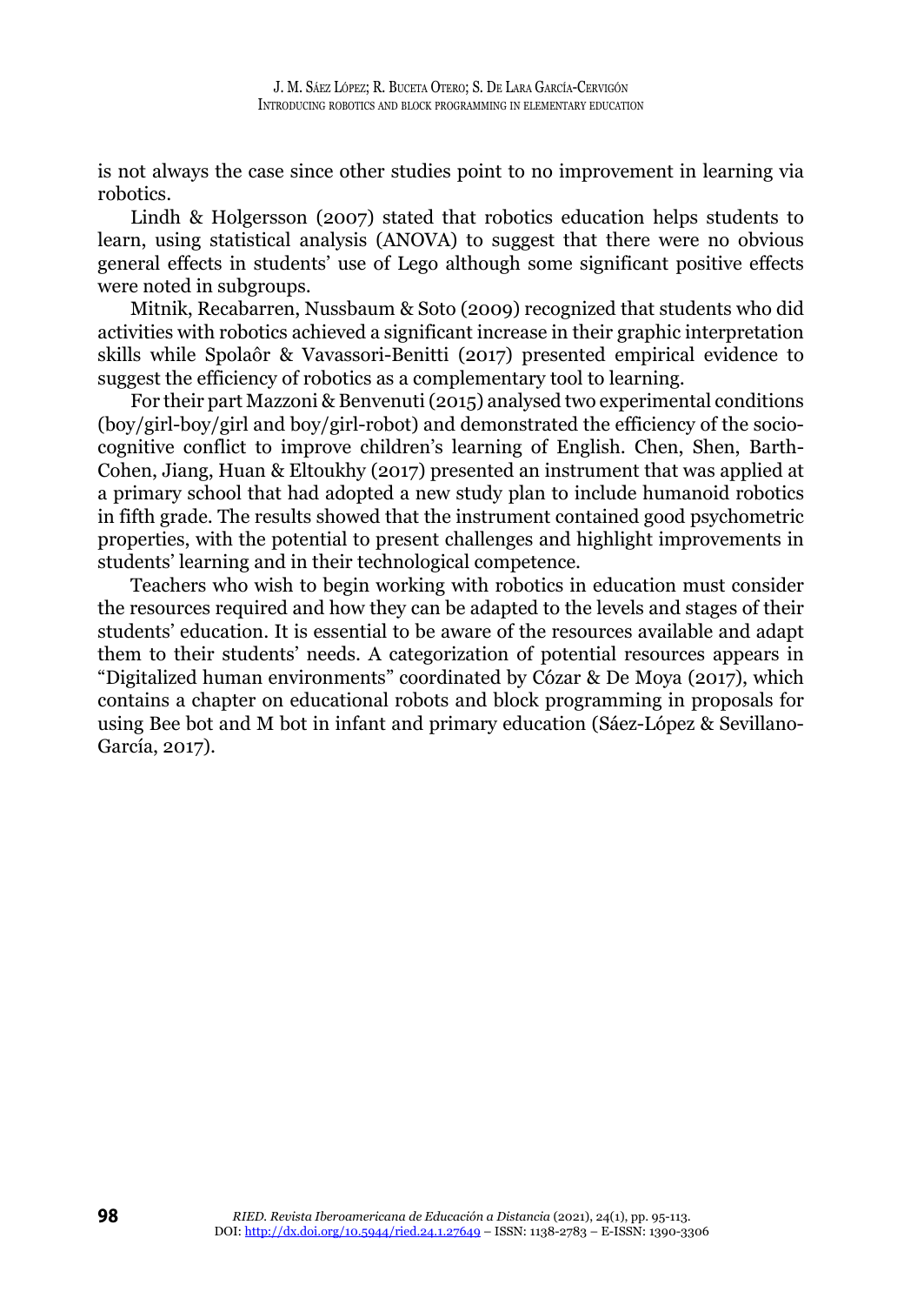is not always the case since other studies point to no improvement in learning via robotics.

Lindh & Holgersson (2007) stated that robotics education helps students to learn, using statistical analysis (ANOVA) to suggest that there were no obvious general effects in students' use of Lego although some significant positive effects were noted in subgroups.

Mitnik, Recabarren, Nussbaum & Soto (2009) recognized that students who did activities with robotics achieved a significant increase in their graphic interpretation skills while Spolaôr & Vavassori-Benitti (2017) presented empirical evidence to suggest the efficiency of robotics as a complementary tool to learning.

For their part Mazzoni & Benvenuti (2015) analysed two experimental conditions (boy/girl-boy/girl and boy/girl-robot) and demonstrated the efficiency of the socio-cognitive conflict to improve children's learning of English. Chen, Shen, Barth-Cohen, Jiang, Huan & Eltoukhy (2017) presented an instrument that was applied at a primary school that had adopted a new study plan to include humanoid robotics in fifth grade. The results showed that the instrument contained good psychometric properties, with the potential to present challenges and highlight improvements in students' learning and in their technological competence.

Teachers who wish to begin working with robotics in education must consider the resources required and how they can be adapted to the levels and stages of their students' education. It is essential to be aware of the resources available and adapt them to their students' needs. A categorization of potential resources appears in "Digitalized human environments" coordinated by Cózar & De Moya (2017), which contains a chapter on educational robots and block programming in proposals for using Bee bot and M bot in infant and primary education (Sáez-López & Sevillano-García, 2017).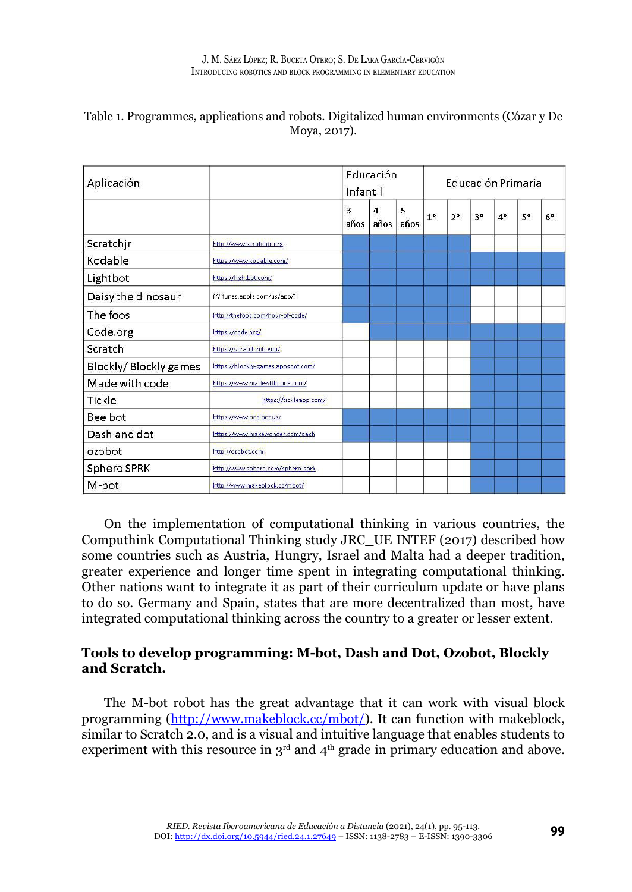Table 1. Programmes, applications and robots. Digitalized human environments (Cózar y De Moya, 2017).

| Aplicación | | Educación Infantil | | | Educación Primaria | | | | | |
|---|---|---|---|---|---|---|---|---|---|---|
| | | 3 años | 4 años | 5 años | 1º | 2º | 3º | 4º | 5º | 6º |
| Scratchjr | http://www.scratchjr.org | X | X | X | X | X | | | | |
| Kodable | https://www.kodable.com/ | X | X | X | X | X | X | X | X | X |
| Lightbot | https://lightbot.com/ | X | X | X | X | X | X | X | X | X |
| Daisy the dinosaur | (//itunes.apple.com/us/app/) | X | X | X | X | X | | | | |
| The foos | http://thefoos.com/hour-of-code/ | X | X | X | X | X | | | | |
| Code.org | https://code.org/ | | X | X | X | X | X | X | X | X |
| Scratch | https://scratch.mit.edu/ | | | | | | X | X | X | X |
| Blockly/ Blockly games | https://blockly-games.appspot.com/ | | | | | | X | X | X | X |
| Made with code | https://www.madewithcode.com/ | | | | | | X | X | X | X |
| Tickle | https://tickleapp.com/ | | | | | | X | X | X | X |
| Bee bot | https://www.bee-bot.us/ | X | X | X | X | X | X | X | X | X |
| Dash and dot | https://www.makewonder.com/dash | X | X | X | X | X | X | X | X | X |
| ozobot | http://ozobot.com | | | | | | X | X | X | X |
| Sphero SPRK | http://www.sphero.com/sphero-sprk | | | | | | X | X | X | X |
| M-bot | http://www.makeblock.cc/mbot/ | | | | | | X | X | X | X |

On the implementation of computational thinking in various countries, the Computhink Computational Thinking study JRC_UE INTEF (2017) described how some countries such as Austria, Hungry, Israel and Malta had a deeper tradition, greater experience and longer time spent in integrating computational thinking. Other nations want to integrate it as part of their curriculum update or have plans to do so. Germany and Spain, states that are more decentralized than most, have integrated computational thinking across the country to a greater or lesser extent.

## Tools to develop programming: M-bot, Dash and Dot, Ozobot, Blockly and Scratch.

The M-bot robot has the great advantage that it can work with visual block programming (http://www.makeblock.cc/mbot/). It can function with makeblock, similar to Scratch 2.0, and is a visual and intuitive language that enables students to experiment with this resource in 3rd and 4th grade in primary education and above.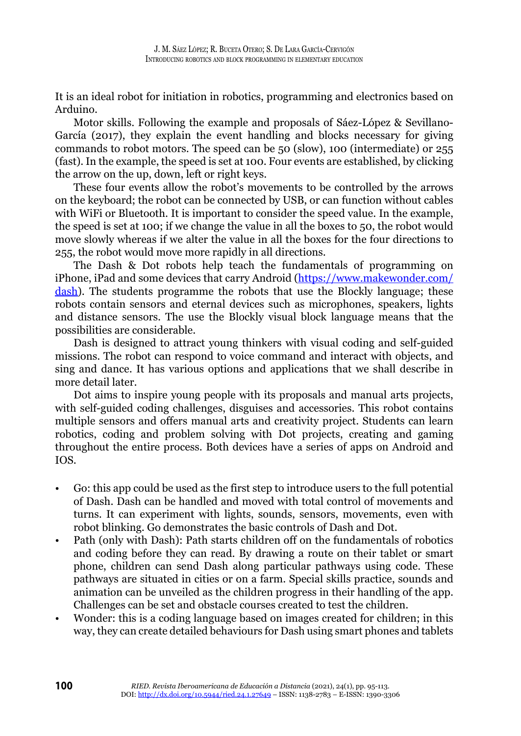It is an ideal robot for initiation in robotics, programming and electronics based on Arduino.

Motor skills. Following the example and proposals of Sáez-López & Sevillano-García (2017), they explain the event handling and blocks necessary for giving commands to robot motors. The speed can be 50 (slow), 100 (intermediate) or 255 (fast). In the example, the speed is set at 100. Four events are established, by clicking the arrow on the up, down, left or right keys.

These four events allow the robot's movements to be controlled by the arrows on the keyboard; the robot can be connected by USB, or can function without cables with WiFi or Bluetooth. It is important to consider the speed value. In the example, the speed is set at 100; if we change the value in all the boxes to 50, the robot would move slowly whereas if we alter the value in all the boxes for the four directions to 255, the robot would move more rapidly in all directions.

The Dash & Dot robots help teach the fundamentals of programming on iPhone, iPad and some devices that carry Android ([https://www.makewonder.com/dash](https://www.makewonder.com/dash)). The students programme the robots that use the Blockly language; these robots contain sensors and eternal devices such as microphones, speakers, lights and distance sensors. The use the Blockly visual block language means that the possibilities are considerable.

Dash is designed to attract young thinkers with visual coding and self-guided missions. The robot can respond to voice command and interact with objects, and sing and dance. It has various options and applications that we shall describe in more detail later.

Dot aims to inspire young people with its proposals and manual arts projects, with self-guided coding challenges, disguises and accessories. This robot contains multiple sensors and offers manual arts and creativity project. Students can learn robotics, coding and problem solving with Dot projects, creating and gaming throughout the entire process. Both devices have a series of apps on Android and IOS.

- Go: this app could be used as the first step to introduce users to the full potential of Dash. Dash can be handled and moved with total control of movements and turns. It can experiment with lights, sounds, sensors, movements, even with robot blinking. Go demonstrates the basic controls of Dash and Dot.
- Path (only with Dash): Path starts children off on the fundamentals of robotics and coding before they can read. By drawing a route on their tablet or smart phone, children can send Dash along particular pathways using code. These pathways are situated in cities or on a farm. Special skills practice, sounds and animation can be unveiled as the children progress in their handling of the app. Challenges can be set and obstacle courses created to test the children.
- Wonder: this is a coding language based on images created for children; in this way, they can create detailed behaviours for Dash using smart phones and tablets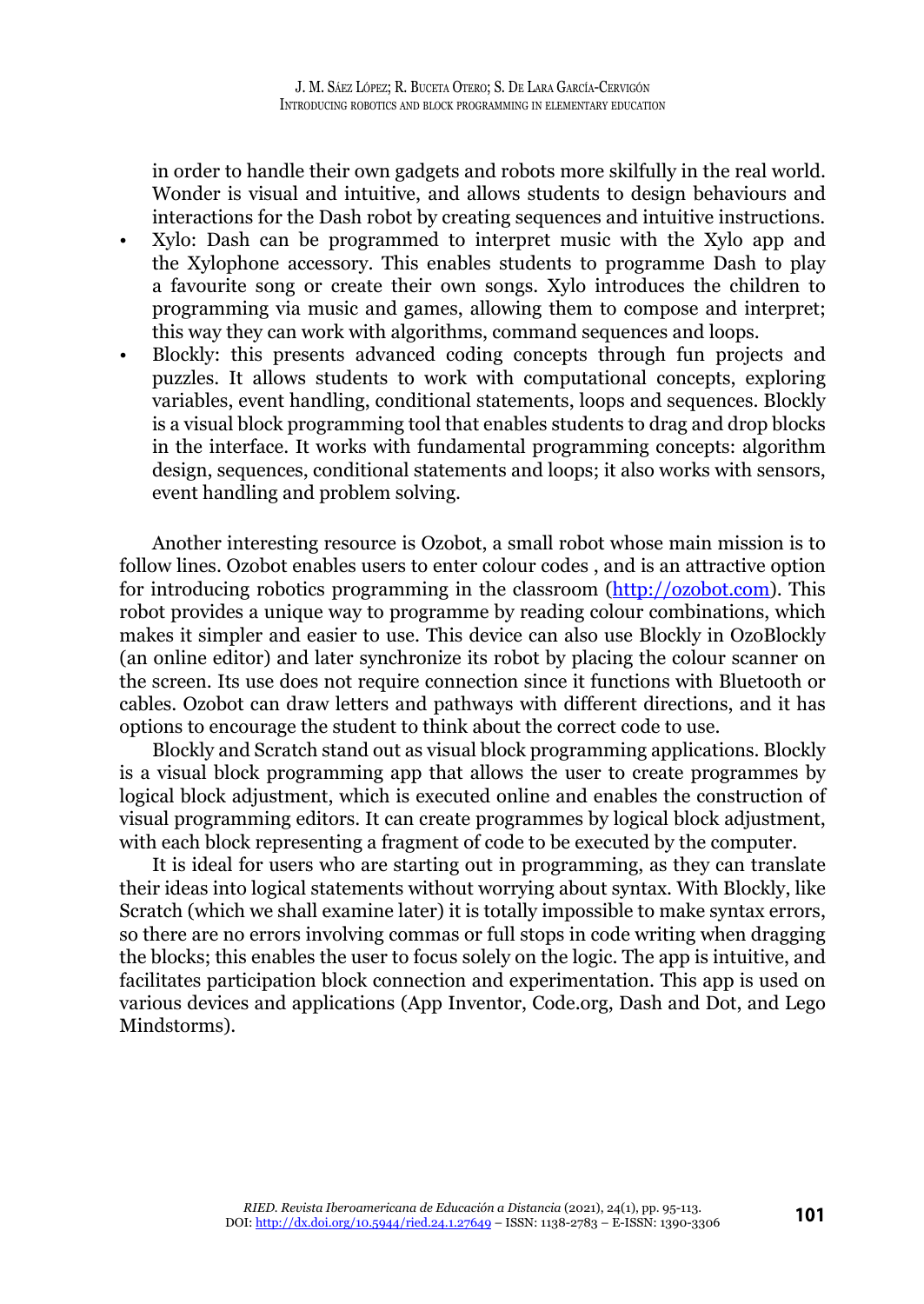in order to handle their own gadgets and robots more skilfully in the real world. Wonder is visual and intuitive, and allows students to design behaviours and interactions for the Dash robot by creating sequences and intuitive instructions.

- Xylo: Dash can be programmed to interpret music with the Xylo app and the Xylophone accessory. This enables students to programme Dash to play a favourite song or create their own songs. Xylo introduces the children to programming via music and games, allowing them to compose and interpret; this way they can work with algorithms, command sequences and loops.
- Blockly: this presents advanced coding concepts through fun projects and puzzles. It allows students to work with computational concepts, exploring variables, event handling, conditional statements, loops and sequences. Blockly is a visual block programming tool that enables students to drag and drop blocks in the interface. It works with fundamental programming concepts: algorithm design, sequences, conditional statements and loops; it also works with sensors, event handling and problem solving.

Another interesting resource is Ozobot, a small robot whose main mission is to follow lines. Ozobot enables users to enter colour codes , and is an attractive option for introducing robotics programming in the classroom (http://ozobot.com). This robot provides a unique way to programme by reading colour combinations, which makes it simpler and easier to use. This device can also use Blockly in OzoBlockly (an online editor) and later synchronize its robot by placing the colour scanner on the screen. Its use does not require connection since it functions with Bluetooth or cables. Ozobot can draw letters and pathways with different directions, and it has options to encourage the student to think about the correct code to use.

Blockly and Scratch stand out as visual block programming applications. Blockly is a visual block programming app that allows the user to create programmes by logical block adjustment, which is executed online and enables the construction of visual programming editors. It can create programmes by logical block adjustment, with each block representing a fragment of code to be executed by the computer.

It is ideal for users who are starting out in programming, as they can translate their ideas into logical statements without worrying about syntax. With Blockly, like Scratch (which we shall examine later) it is totally impossible to make syntax errors, so there are no errors involving commas or full stops in code writing when dragging the blocks; this enables the user to focus solely on the logic. The app is intuitive, and facilitates participation block connection and experimentation. This app is used on various devices and applications (App Inventor, Code.org, Dash and Dot, and Lego Mindstorms).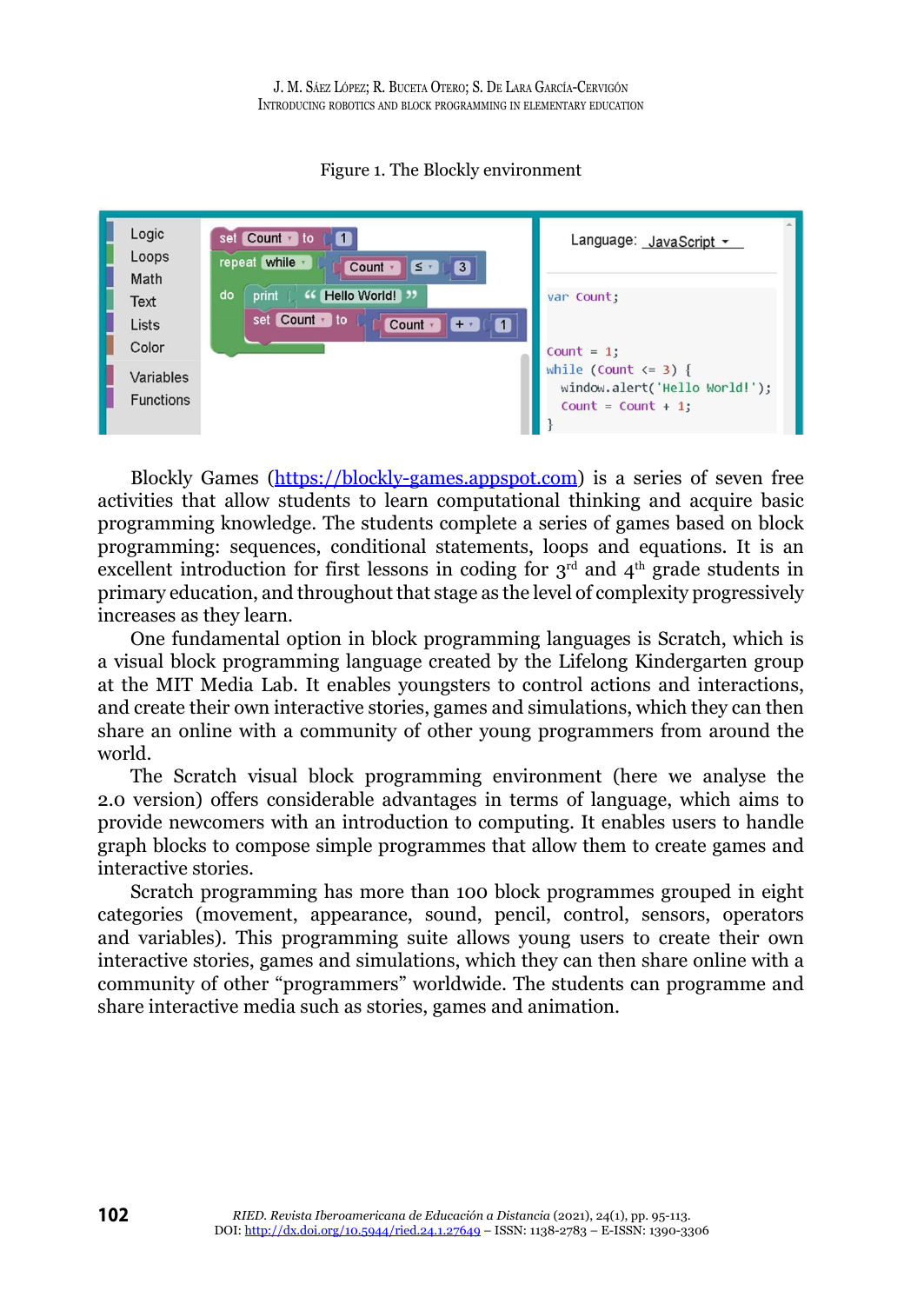Figure 1. The Blockly environment

Blockly Games (https://blockly-games.appspot.com) is a series of seven free activities that allow students to learn computational thinking and acquire basic programming knowledge. The students complete a series of games based on block programming: sequences, conditional statements, loops and equations. It is an excellent introduction for first lessons in coding for 3rd and 4th grade students in primary education, and throughout that stage as the level of complexity progressively increases as they learn.

One fundamental option in block programming languages is Scratch, which is a visual block programming language created by the Lifelong Kindergarten group at the MIT Media Lab. It enables youngsters to control actions and interactions, and create their own interactive stories, games and simulations, which they can then share an online with a community of other young programmers from around the world.

The Scratch visual block programming environment (here we analyse the 2.0 version) offers considerable advantages in terms of language, which aims to provide newcomers with an introduction to computing. It enables users to handle graph blocks to compose simple programmes that allow them to create games and interactive stories.

Scratch programming has more than 100 block programmes grouped in eight categories (movement, appearance, sound, pencil, control, sensors, operators and variables). This programming suite allows young users to create their own interactive stories, games and simulations, which they can then share online with a community of other "programmers" worldwide. The students can programme and share interactive media such as stories, games and animation.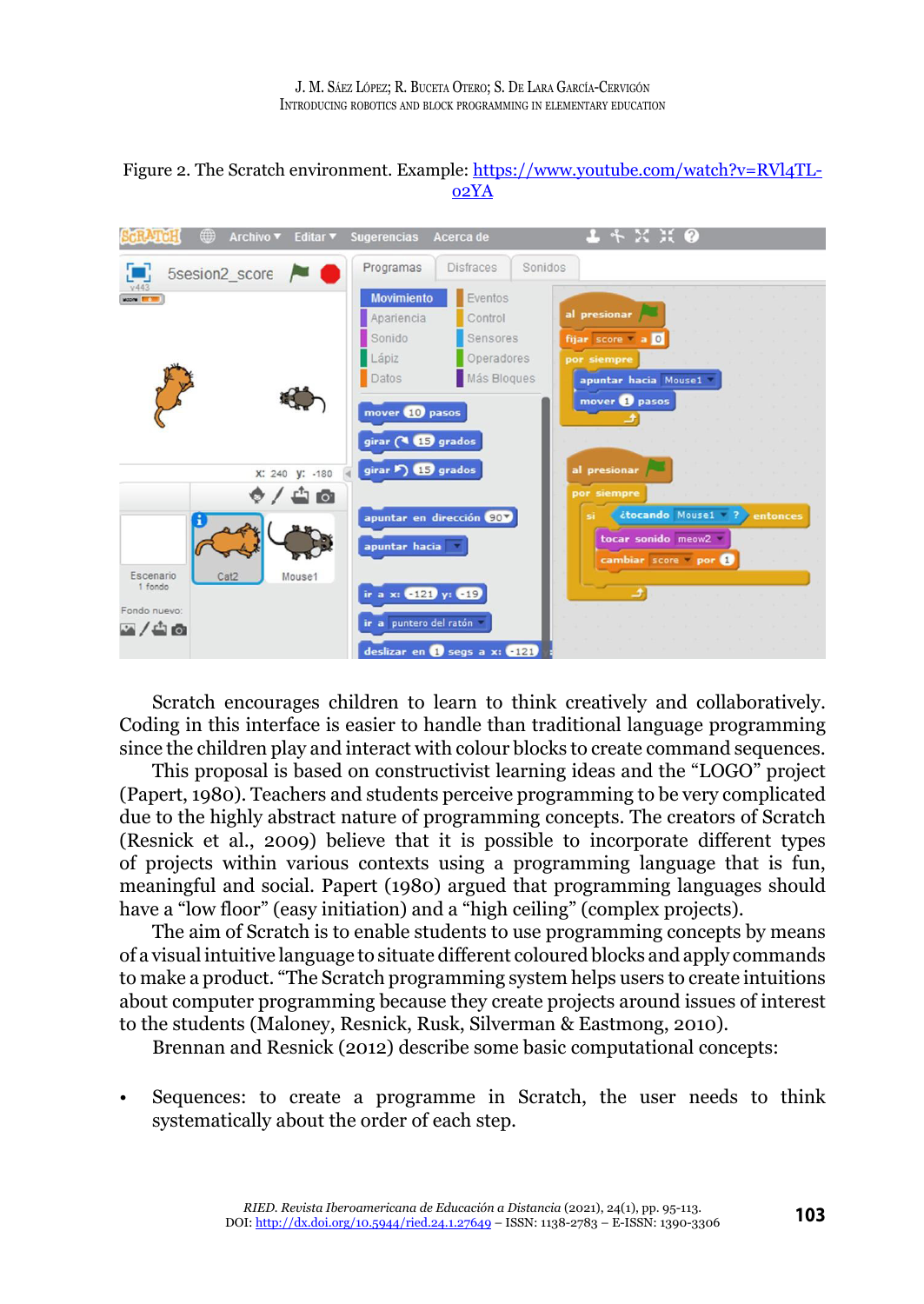Figure 2. The Scratch environment. Example: https://www.youtube.com/watch?v=RVl4TL-o2YA

Scratch encourages children to learn to think creatively and collaboratively. Coding in this interface is easier to handle than traditional language programming since the children play and interact with colour blocks to create command sequences.

This proposal is based on constructivist learning ideas and the "LOGO" project (Papert, 1980). Teachers and students perceive programming to be very complicated due to the highly abstract nature of programming concepts. The creators of Scratch (Resnick et al., 2009) believe that it is possible to incorporate different types of projects within various contexts using a programming language that is fun, meaningful and social. Papert (1980) argued that programming languages should have a "low floor" (easy initiation) and a "high ceiling" (complex projects).

The aim of Scratch is to enable students to use programming concepts by means of a visual intuitive language to situate different coloured blocks and apply commands to make a product. "The Scratch programming system helps users to create intuitions about computer programming because they create projects around issues of interest to the students (Maloney, Resnick, Rusk, Silverman & Eastmong, 2010).

Brennan and Resnick (2012) describe some basic computational concepts:

- Sequences: to create a programme in Scratch, the user needs to think systematically about the order of each step.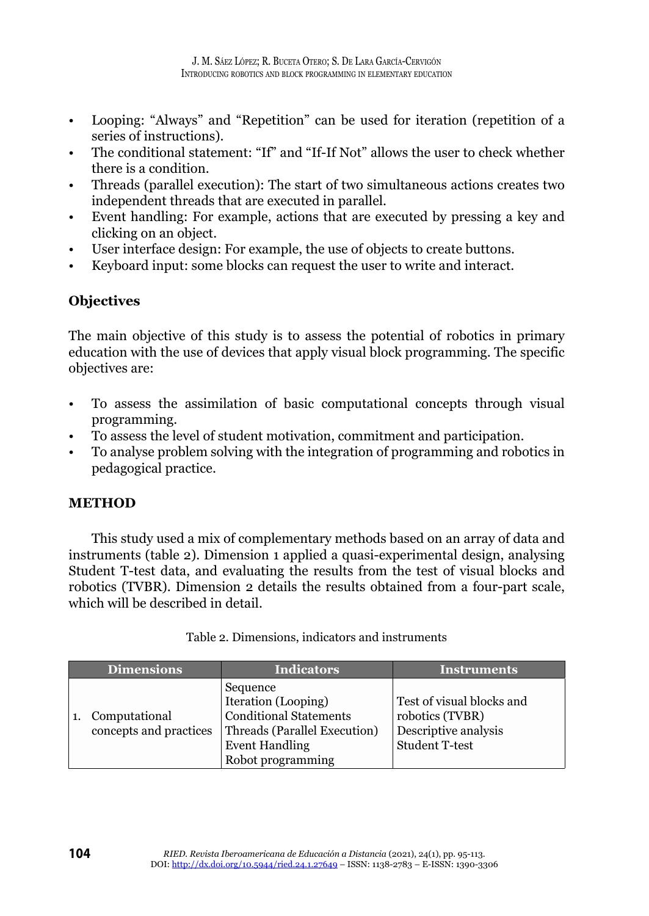- Looping: “Always” and “Repetition” can be used for iteration (repetition of a series of instructions).
- The conditional statement: “If” and “If-If Not” allows the user to check whether there is a condition.
- Threads (parallel execution): The start of two simultaneous actions creates two independent threads that are executed in parallel.
- Event handling: For example, actions that are executed by pressing a key and clicking on an object.
- User interface design: For example, the use of objects to create buttons.
- Keyboard input: some blocks can request the user to write and interact.

## Objectives

The main objective of this study is to assess the potential of robotics in primary education with the use of devices that apply visual block programming. The specific objectives are:

- To assess the assimilation of basic computational concepts through visual programming.
- To assess the level of student motivation, commitment and participation.
- To analyse problem solving with the integration of programming and robotics in pedagogical practice.

## METHOD

This study used a mix of complementary methods based on an array of data and instruments (table 2). Dimension 1 applied a quasi-experimental design, analysing Student T-test data, and evaluating the results from the test of visual blocks and robotics (TVBR). Dimension 2 details the results obtained from a four-part scale, which will be described in detail.

Table 2. Dimensions, indicators and instruments

| Dimensions | Indicators | Instruments |
|---|---|---|
| 1. Computational concepts and practices | Sequence<br>Iteration (Looping)<br>Conditional Statements<br>Threads (Parallel Execution)<br>Event Handling<br>Robot programming | Test of visual blocks and robotics (TVBR)<br>Descriptive analysis<br>Student T-test |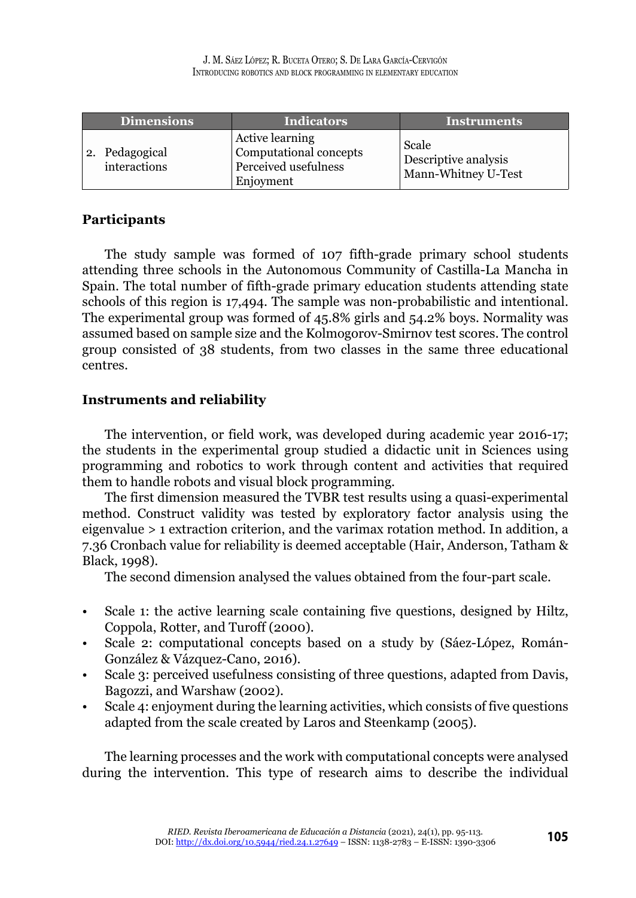| Dimensions | Indicators | Instruments |
|---|---|---|
| 2. Pedagogical interactions | Active learning<br>Computational concepts<br>Perceived usefulness<br>Enjoyment | Scale<br>Descriptive analysis<br>Mann-Whitney U-Test |

## Participants

The study sample was formed of 107 fifth-grade primary school students attending three schools in the Autonomous Community of Castilla-La Mancha in Spain. The total number of fifth-grade primary education students attending state schools of this region is 17,494. The sample was non-probabilistic and intentional. The experimental group was formed of 45.8% girls and 54.2% boys. Normality was assumed based on sample size and the Kolmogorov-Smirnov test scores. The control group consisted of 38 students, from two classes in the same three educational centres.

## Instruments and reliability

The intervention, or field work, was developed during academic year 2016-17; the students in the experimental group studied a didactic unit in Sciences using programming and robotics to work through content and activities that required them to handle robots and visual block programming.

The first dimension measured the TVBR test results using a quasi-experimental method. Construct validity was tested by exploratory factor analysis using the eigenvalue > 1 extraction criterion, and the varimax rotation method. In addition, a 7.36 Cronbach value for reliability is deemed acceptable (Hair, Anderson, Tatham & Black, 1998).

The second dimension analysed the values obtained from the four-part scale.

- Scale 1: the active learning scale containing five questions, designed by Hiltz, Coppola, Rotter, and Turoff (2000).
- Scale 2: computational concepts based on a study by (Sáez-López, Román-González & Vázquez-Cano, 2016).
- Scale 3: perceived usefulness consisting of three questions, adapted from Davis, Bagozzi, and Warshaw (2002).
- Scale 4: enjoyment during the learning activities, which consists of five questions adapted from the scale created by Laros and Steenkamp (2005).

The learning processes and the work with computational concepts were analysed during the intervention. This type of research aims to describe the individual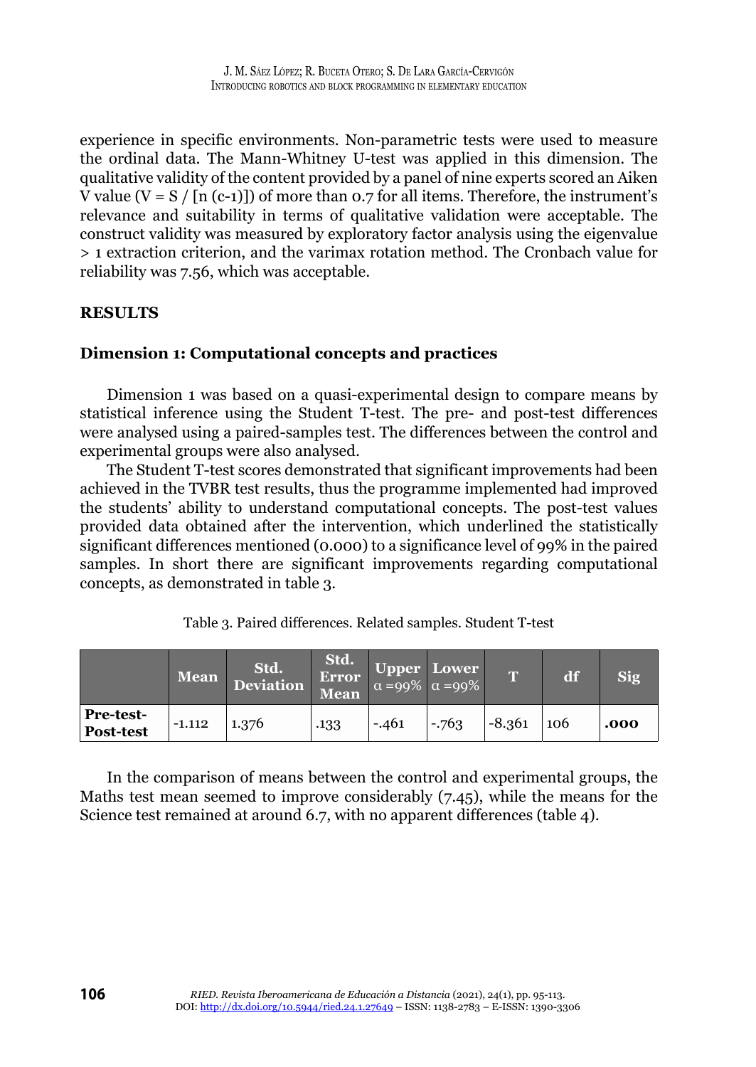experience in specific environments. Non-parametric tests were used to measure the ordinal data. The Mann-Whitney U-test was applied in this dimension. The qualitative validity of the content provided by a panel of nine experts scored an Aiken V value ($V = S / [n (c-1)]$) of more than 0.7 for all items. Therefore, the instrument's relevance and suitability in terms of qualitative validation were acceptable. The construct validity was measured by exploratory factor analysis using the eigenvalue > 1 extraction criterion, and the varimax rotation method. The Cronbach value for reliability was 7.56, which was acceptable.

## RESULTS

### Dimension 1: Computational concepts and practices

Dimension 1 was based on a quasi-experimental design to compare means by statistical inference using the Student T-test. The pre- and post-test differences were analysed using a paired-samples test. The differences between the control and experimental groups were also analysed.

The Student T-test scores demonstrated that significant improvements had been achieved in the TVBR test results, thus the programme implemented had improved the students' ability to understand computational concepts. The post-test values provided data obtained after the intervention, which underlined the statistically significant differences mentioned (0.000) to a significance level of 99% in the paired samples. In short there are significant improvements regarding computational concepts, as demonstrated in table 3.

Table 3. Paired differences. Related samples. Student T-test

| | Mean | Std. Deviation | Std. Error Mean | Upper $\alpha$ =99% | Lower $\alpha$ =99% | T | df | Sig |
|---|---|---|---|---|---|---|---|---|
| **Pre-test-Post-test** | -1.112 | 1.376 | .133 | -.461 | -.763 | -8.361 | 106 | **.000** |

In the comparison of means between the control and experimental groups, the Maths test mean seemed to improve considerably (7.45), while the means for the Science test remained at around 6.7, with no apparent differences (table 4).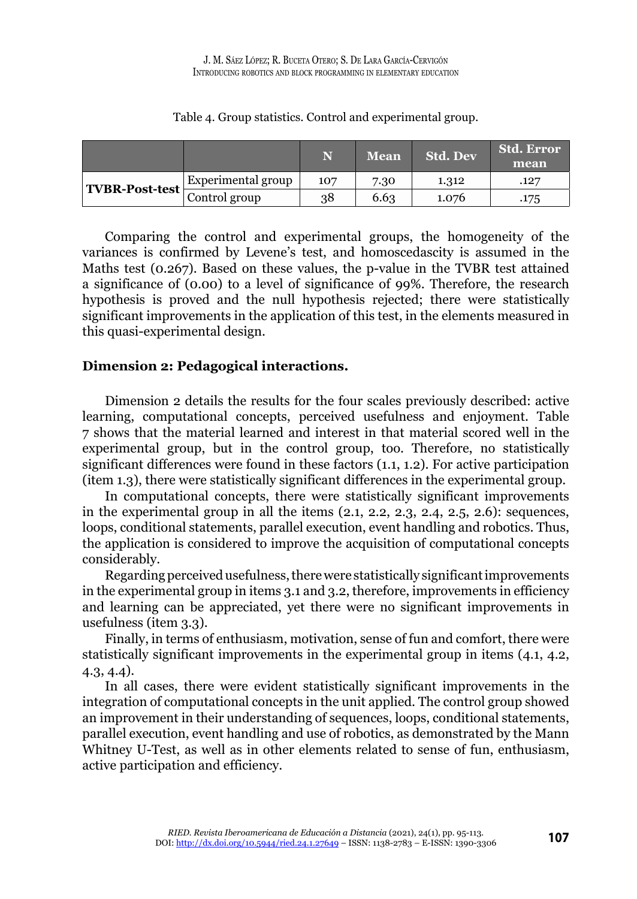Table 4. Group statistics. Control and experimental group.

| | | N | Mean | Std. Dev | Std. Error mean |
|---|---|---|---|---|---|
| **TVBR-Post-test** | Experimental group | 107 | 7.30 | 1.312 | .127 |
| | Control group | 38 | 6.63 | 1.076 | .175 |

Comparing the control and experimental groups, the homogeneity of the variances is confirmed by Levene's test, and homoscedascity is assumed in the Maths test (0.267). Based on these values, the p-value in the TVBR test attained a significance of (0.00) to a level of significance of 99%. Therefore, the research hypothesis is proved and the null hypothesis rejected; there were statistically significant improvements in the application of this test, in the elements measured in this quasi-experimental design.

### Dimension 2: Pedagogical interactions.

Dimension 2 details the results for the four scales previously described: active learning, computational concepts, perceived usefulness and enjoyment. Table 7 shows that the material learned and interest in that material scored well in the experimental group, but in the control group, too. Therefore, no statistically significant differences were found in these factors (1.1, 1.2). For active participation (item 1.3), there were statistically significant differences in the experimental group.

In computational concepts, there were statistically significant improvements in the experimental group in all the items (2.1, 2.2, 2.3, 2.4, 2.5, 2.6): sequences, loops, conditional statements, parallel execution, event handling and robotics. Thus, the application is considered to improve the acquisition of computational concepts considerably.

Regarding perceived usefulness, there were statistically significant improvements in the experimental group in items 3.1 and 3.2, therefore, improvements in efficiency and learning can be appreciated, yet there were no significant improvements in usefulness (item 3.3).

Finally, in terms of enthusiasm, motivation, sense of fun and comfort, there were statistically significant improvements in the experimental group in items (4.1, 4.2, 4.3, 4.4).

In all cases, there were evident statistically significant improvements in the integration of computational concepts in the unit applied. The control group showed an improvement in their understanding of sequences, loops, conditional statements, parallel execution, event handling and use of robotics, as demonstrated by the Mann Whitney U-Test, as well as in other elements related to sense of fun, enthusiasm, active participation and efficiency.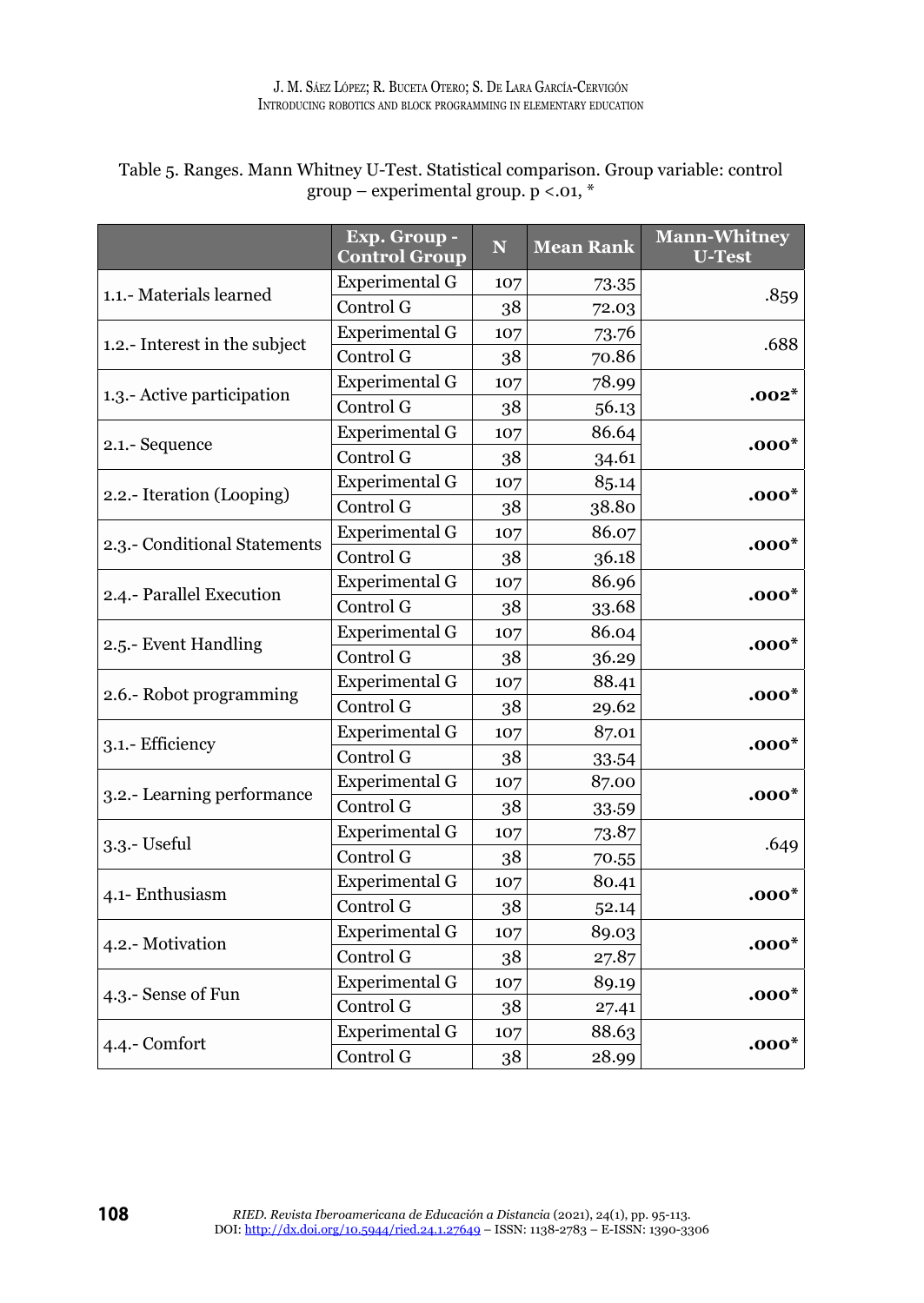Table 5. Ranges. Mann Whitney U-Test. Statistical comparison. Group variable: control group – experimental group. $p < .01$, *

| | Exp. Group - Control Group | N | Mean Rank | Mann-Whitney U-Test |
|---|---|---|---|---|
| 1.1.- Materials learned | Experimental G | 107 | 73.35 | .859 |
| | Control G | 38 | 72.03 | |
| 1.2.- Interest in the subject | Experimental G | 107 | 73.76 | .688 |
| | Control G | 38 | 70.86 | |
| 1.3.- Active participation | Experimental G | 107 | 78.99 | **.002*** |
| | Control G | 38 | 56.13 | |
| 2.1.- Sequence | Experimental G | 107 | 86.64 | **.000*** |
| | Control G | 38 | 34.61 | |
| 2.2.- Iteration (Looping) | Experimental G | 107 | 85.14 | **.000*** |
| | Control G | 38 | 38.80 | |
| 2.3.- Conditional Statements | Experimental G | 107 | 86.07 | **.000*** |
| | Control G | 38 | 36.18 | |
| 2.4.- Parallel Execution | Experimental G | 107 | 86.96 | **.000*** |
| | Control G | 38 | 33.68 | |
| 2.5.- Event Handling | Experimental G | 107 | 86.04 | **.000*** |
| | Control G | 38 | 36.29 | |
| 2.6.- Robot programming | Experimental G | 107 | 88.41 | **.000*** |
| | Control G | 38 | 29.62 | |
| 3.1.- Efficiency | Experimental G | 107 | 87.01 | **.000*** |
| | Control G | 38 | 33.54 | |
| 3.2.- Learning performance | Experimental G | 107 | 87.00 | **.000*** |
| | Control G | 38 | 33.59 | |
| 3.3.- Useful | Experimental G | 107 | 73.87 | .649 |
| | Control G | 38 | 70.55 | |
| 4.1- Enthusiasm | Experimental G | 107 | 80.41 | **.000*** |
| | Control G | 38 | 52.14 | |
| 4.2.- Motivation | Experimental G | 107 | 89.03 | **.000*** |
| | Control G | 38 | 27.87 | |
| 4.3.- Sense of Fun | Experimental G | 107 | 89.19 | **.000*** |
| | Control G | 38 | 27.41 | |
| 4.4.- Comfort | Experimental G | 107 | 88.63 | **.000*** |
| | Control G | 38 | 28.99 | |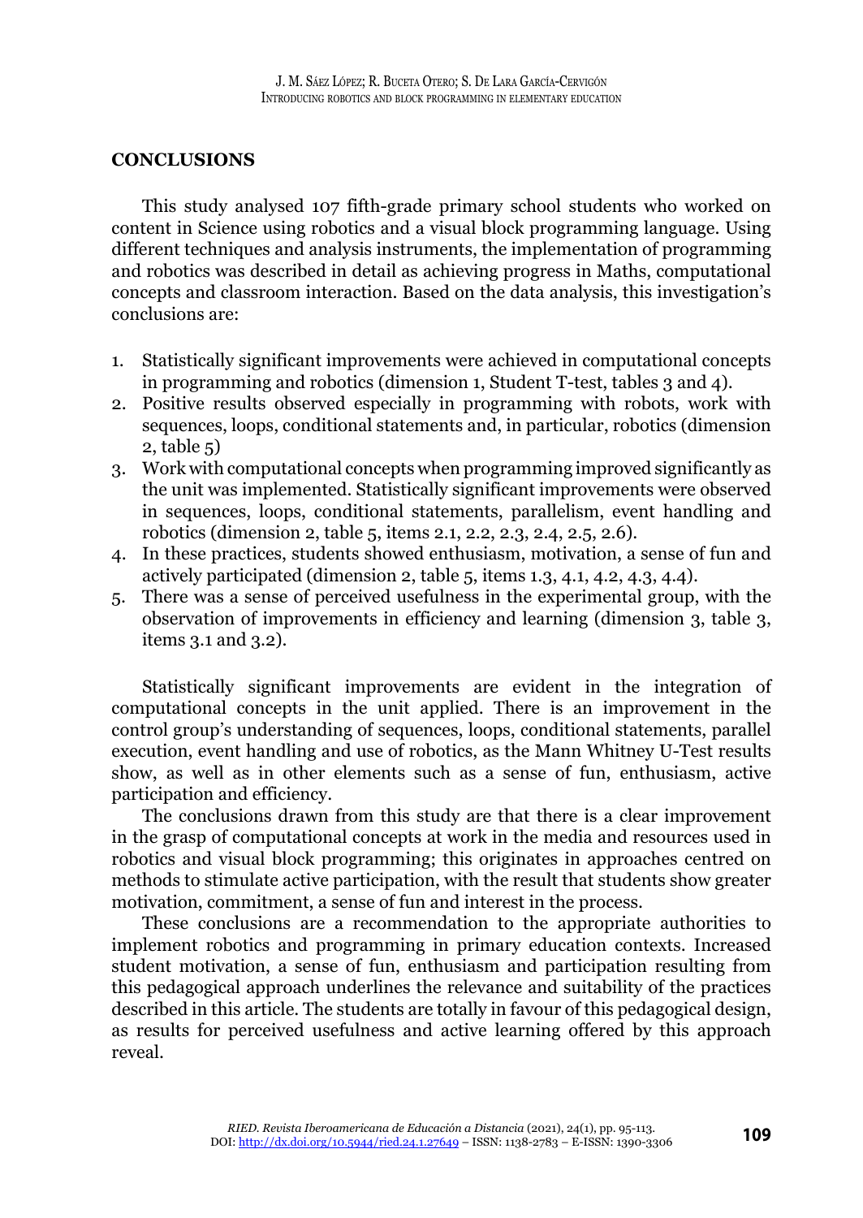## CONCLUSIONS

This study analysed 107 fifth-grade primary school students who worked on content in Science using robotics and a visual block programming language. Using different techniques and analysis instruments, the implementation of programming and robotics was described in detail as achieving progress in Maths, computational concepts and classroom interaction. Based on the data analysis, this investigation's conclusions are:

1. Statistically significant improvements were achieved in computational concepts in programming and robotics (dimension 1, Student T-test, tables 3 and 4).
2. Positive results observed especially in programming with robots, work with sequences, loops, conditional statements and, in particular, robotics (dimension 2, table 5)
3. Work with computational concepts when programming improved significantly as the unit was implemented. Statistically significant improvements were observed in sequences, loops, conditional statements, parallelism, event handling and robotics (dimension 2, table 5, items 2.1, 2.2, 2.3, 2.4, 2.5, 2.6).
4. In these practices, students showed enthusiasm, motivation, a sense of fun and actively participated (dimension 2, table 5, items 1.3, 4.1, 4.2, 4.3, 4.4).
5. There was a sense of perceived usefulness in the experimental group, with the observation of improvements in efficiency and learning (dimension 3, table 3, items 3.1 and 3.2).

Statistically significant improvements are evident in the integration of computational concepts in the unit applied. There is an improvement in the control group's understanding of sequences, loops, conditional statements, parallel execution, event handling and use of robotics, as the Mann Whitney U-Test results show, as well as in other elements such as a sense of fun, enthusiasm, active participation and efficiency.

The conclusions drawn from this study are that there is a clear improvement in the grasp of computational concepts at work in the media and resources used in robotics and visual block programming; this originates in approaches centred on methods to stimulate active participation, with the result that students show greater motivation, commitment, a sense of fun and interest in the process.

These conclusions are a recommendation to the appropriate authorities to implement robotics and programming in primary education contexts. Increased student motivation, a sense of fun, enthusiasm and participation resulting from this pedagogical approach underlines the relevance and suitability of the practices described in this article. The students are totally in favour of this pedagogical design, as results for perceived usefulness and active learning offered by this approach reveal.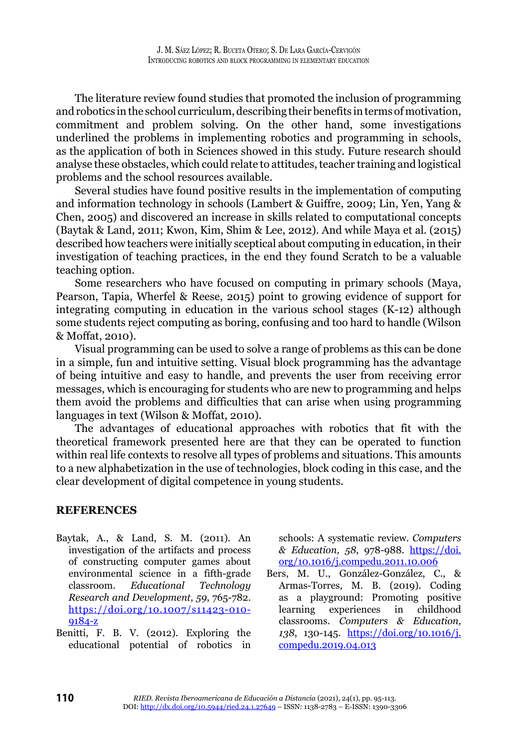The literature review found studies that promoted the inclusion of programming and robotics in the school curriculum, describing their benefits in terms of motivation, commitment and problem solving. On the other hand, some investigations underlined the problems in implementing robotics and programming in schools, as the application of both in Sciences showed in this study. Future research should analyse these obstacles, which could relate to attitudes, teacher training and logistical problems and the school resources available.

Several studies have found positive results in the implementation of computing and information technology in schools (Lambert & Guiffre, 2009; Lin, Yen, Yang & Chen, 2005) and discovered an increase in skills related to computational concepts (Baytak & Land, 2011; Kwon, Kim, Shim & Lee, 2012). And while Maya et al. (2015) described how teachers were initially sceptical about computing in education, in their investigation of teaching practices, in the end they found Scratch to be a valuable teaching option.

Some researchers who have focused on computing in primary schools (Maya, Pearson, Tapia, Wherfel & Reese, 2015) point to growing evidence of support for integrating computing in education in the various school stages (K-12) although some students reject computing as boring, confusing and too hard to handle (Wilson & Moffat, 2010).

Visual programming can be used to solve a range of problems as this can be done in a simple, fun and intuitive setting. Visual block programming has the advantage of being intuitive and easy to handle, and prevents the user from receiving error messages, which is encouraging for students who are new to programming and helps them avoid the problems and difficulties that can arise when using programming languages in text (Wilson & Moffat, 2010).

The advantages of educational approaches with robotics that fit with the theoretical framework presented here are that they can be operated to function within real life contexts to resolve all types of problems and situations. This amounts to a new alphabetization in the use of technologies, block coding in this case, and the clear development of digital competence in young students.

## REFERENCES

Baytak, A., & Land, S. M. (2011). An investigation of the artifacts and process of constructing computer games about environmental science in a fifth-grade classroom. *Educational Technology Research and Development, 59*, 765-782. https://doi.org/10.1007/s11423-010-9184-z

Benitti, F. B. V. (2012). Exploring the educational potential of robotics in schools: A systematic review. *Computers & Education, 58*, 978-988. https://doi.org/10.1016/j.compedu.2011.10.006

Bers, M. U., González-González, C., & Armas-Torres, M. B. (2019). Coding as a playground: Promoting positive learning experiences in childhood classrooms. *Computers & Education, 138*, 130-145. https://doi.org/10.1016/j.compedu.2019.04.013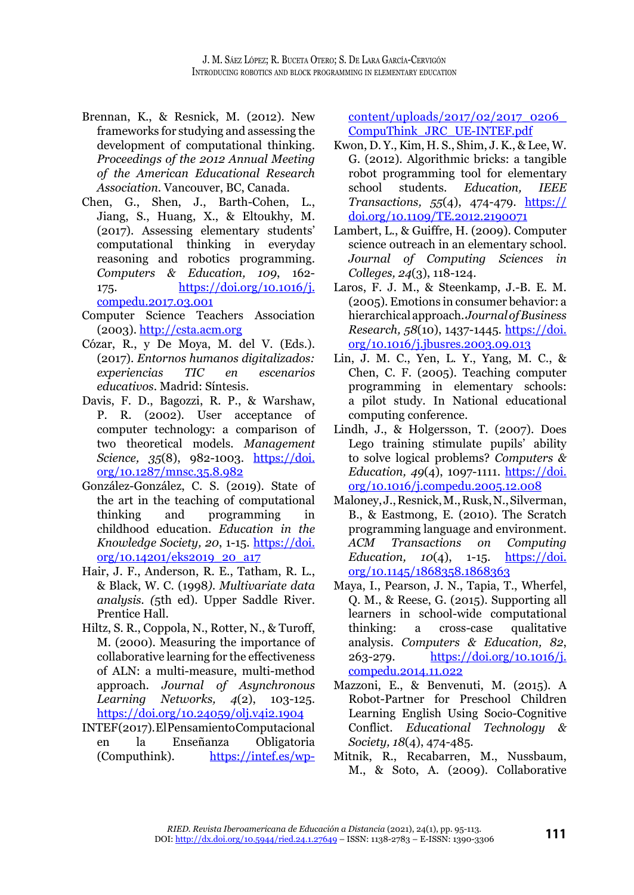Brennan, K., & Resnick, M. (2012). New frameworks for studying and assessing the development of computational thinking. *Proceedings of the 2012 Annual Meeting of the American Educational Research Association.* Vancouver, BC, Canada.

Chen, G., Shen, J., Barth-Cohen, L., Jiang, S., Huang, X., & Eltoukhy, M. (2017). Assessing elementary students' computational thinking in everyday reasoning and robotics programming. *Computers & Education, 109*, 162-175. https://doi.org/10.1016/j.compedu.2017.03.001

Computer Science Teachers Association (2003). http://csta.acm.org

Cózar, R., y De Moya, M. del V. (Eds.). (2017). *Entornos humanos digitalizados: experiencias TIC en escenarios educativos*. Madrid: Síntesis.

Davis, F. D., Bagozzi, R. P., & Warshaw, P. R. (2002). User acceptance of computer technology: a comparison of two theoretical models. *Management Science, 35*(8), 982-1003. https://doi.org/10.1287/mnsc.35.8.982

González-González, C. S. (2019). State of the art in the teaching of computational thinking and programming in childhood education. *Education in the Knowledge Society, 20*, 1-15. https://doi.org/10.14201/eks2019_20_a17

Hair, J. F., Anderson, R. E., Tatham, R. L., & Black, W. C. (1998). *Multivariate data analysis.* (5th ed). Upper Saddle River. Prentice Hall.

Hiltz, S. R., Coppola, N., Rotter, N., & Turoff, M. (2000). Measuring the importance of collaborative learning for the effectiveness of ALN: a multi-measure, multi-method approach. *Journal of Asynchronous Learning Networks, 4*(2), 103-125. https://doi.org/10.24059/olj.v4i2.1904

INTEF (2017). El Pensamiento Computacional en la Enseñanza Obligatoria (Computhink). https://intef.es/wp-content/uploads/2017/02/2017_0206_CompuThink_JRC_UE-INTEF.pdf

Kwon, D. Y., Kim, H. S., Shim, J. K., & Lee, W. G. (2012). Algorithmic bricks: a tangible robot programming tool for elementary school students. *Education, IEEE Transactions, 55*(4), 474-479. https://doi.org/10.1109/TE.2012.2190071

Lambert, L., & Guiffre, H. (2009). Computer science outreach in an elementary school. *Journal of Computing Sciences in Colleges, 24*(3), 118-124.

Laros, F. J. M., & Steenkamp, J.-B. E. M. (2005). Emotions in consumer behavior: a hierarchical approach. *Journal of Business Research, 58*(10), 1437-1445. https://doi.org/10.1016/j.jbusres.2003.09.013

Lin, J. M. C., Yen, L. Y., Yang, M. C., & Chen, C. F. (2005). Teaching computer programming in elementary schools: a pilot study. In National educational computing conference.

Lindh, J., & Holgersson, T. (2007). Does Lego training stimulate pupils' ability to solve logical problems? *Computers & Education, 49*(4), 1097-1111. https://doi.org/10.1016/j.compedu.2005.12.008

Maloney, J., Resnick, M., Rusk, N., Silverman, B., & Eastmong, E. (2010). The Scratch programming language and environment. *ACM Transactions on Computing Education, 10*(4), 1-15. https://doi.org/10.1145/1868358.1868363

Maya, I., Pearson, J. N., Tapia, T., Wherfel, Q. M., & Reese, G. (2015). Supporting all learners in school-wide computational thinking: a cross-case qualitative analysis. *Computers & Education, 82*, 263-279. https://doi.org/10.1016/j.compedu.2014.11.022

Mazzoni, E., & Benvenuti, M. (2015). A Robot-Partner for Preschool Children Learning English Using Socio-Cognitive Conflict. *Educational Technology & Society, 18*(4), 474-485.

Mitnik, R., Recabarren, M., Nussbaum, M., & Soto, A. (2009). Collaborative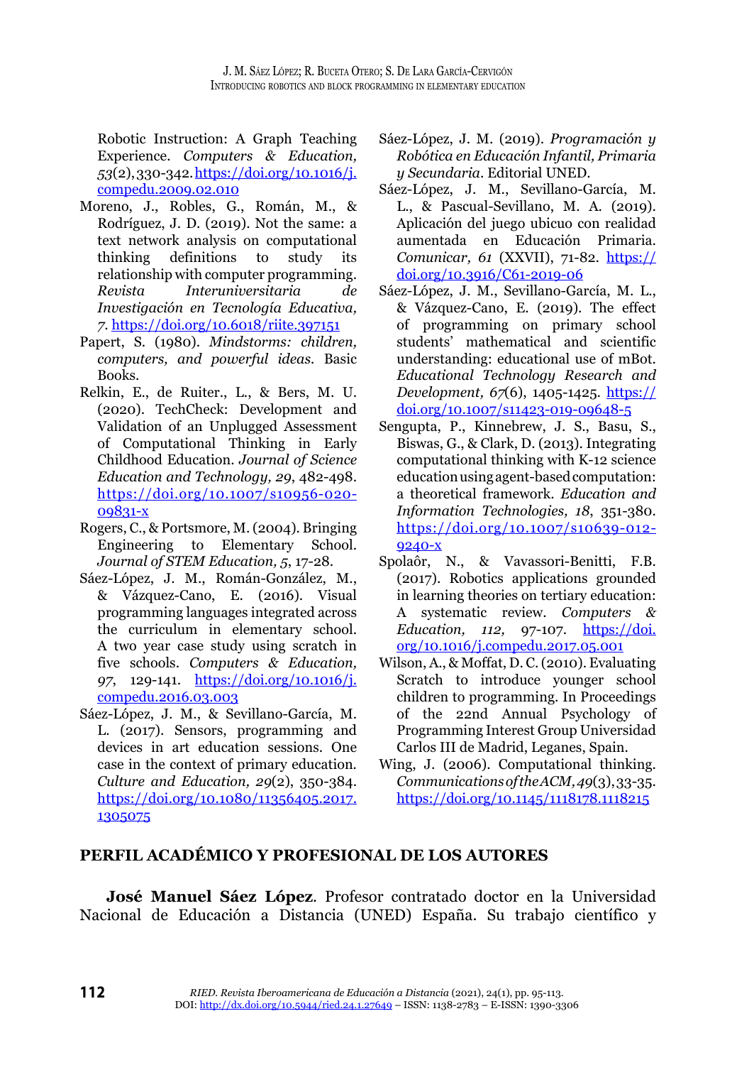Robotic Instruction: A Graph Teaching Experience. *Computers & Education, 53*(2), 330-342. https://doi.org/10.1016/j.compedu.2009.02.010

Moreno, J., Robles, G., Román, M., & Rodríguez, J. D. (2019). Not the same: a text network analysis on computational thinking definitions to study its relationship with computer programming. *Revista Interuniversitaria de Investigación en Tecnología Educativa, 7*. https://doi.org/10.6018/riite.397151

Papert, S. (1980). *Mindstorms: children, computers, and powerful ideas*. Basic Books.

Relkin, E., de Ruiter., L., & Bers, M. U. (2020). TechCheck: Development and Validation of an Unplugged Assessment of Computational Thinking in Early Childhood Education. *Journal of Science Education and Technology, 29*, 482-498. https://doi.org/10.1007/s10956-020-09831-x

Rogers, C., & Portsmore, M. (2004). Bringing Engineering to Elementary School. *Journal of STEM Education, 5*, 17-28.

Sáez-López, J. M., Román-González, M., & Vázquez-Cano, E. (2016). Visual programming languages integrated across the curriculum in elementary school. A two year case study using scratch in five schools. *Computers & Education, 97*, 129-141. https://doi.org/10.1016/j.compedu.2016.03.003

Sáez-López, J. M., & Sevillano-García, M. L. (2017). Sensors, programming and devices in art education sessions. One case in the context of primary education. *Culture and Education, 29*(2), 350-384. https://doi.org/10.1080/11356405.2017.1305075

Sáez-López, J. M. (2019). *Programación y Robótica en Educación Infantil, Primaria y Secundaria*. Editorial UNED.

Sáez-López, J. M., Sevillano-García, M. L., & Pascual-Sevillano, M. A. (2019). Aplicación del juego ubicuo con realidad aumentada en Educación Primaria. *Comunicar, 61* (XXVII), 71-82. https://doi.org/10.3916/C61-2019-06

Sáez-López, J. M., Sevillano-García, M. L., & Vázquez-Cano, E. (2019). The effect of programming on primary school students' mathematical and scientific understanding: educational use of mBot. *Educational Technology Research and Development, 67*(6), 1405-1425. https://doi.org/10.1007/s11423-019-09648-5

Sengupta, P., Kinnebrew, J. S., Basu, S., Biswas, G., & Clark, D. (2013). Integrating computational thinking with K-12 science education using agent-based computation: a theoretical framework. *Education and Information Technologies, 18*, 351-380. https://doi.org/10.1007/s10639-012-9240-x

Spolaôr, N., & Vavassori-Benitti, F.B. (2017). Robotics applications grounded in learning theories on tertiary education: A systematic review. *Computers & Education, 112,* 97-107. https://doi.org/10.1016/j.compedu.2017.05.001

Wilson, A., & Moffat, D. C. (2010). Evaluating Scratch to introduce younger school children to programming. In Proceedings of the 22nd Annual Psychology of Programming Interest Group Universidad Carlos III de Madrid, Leganes, Spain.

Wing, J. (2006). Computational thinking. *Communications of the ACM, 49*(3), 33-35. https://doi.org/10.1145/1118178.1118215

## PERFIL ACADÉMICO Y PROFESIONAL DE LOS AUTORES

**José Manuel Sáez López**. Profesor contratado doctor en la Universidad Nacional de Educación a Distancia (UNED) España. Su trabajo científico y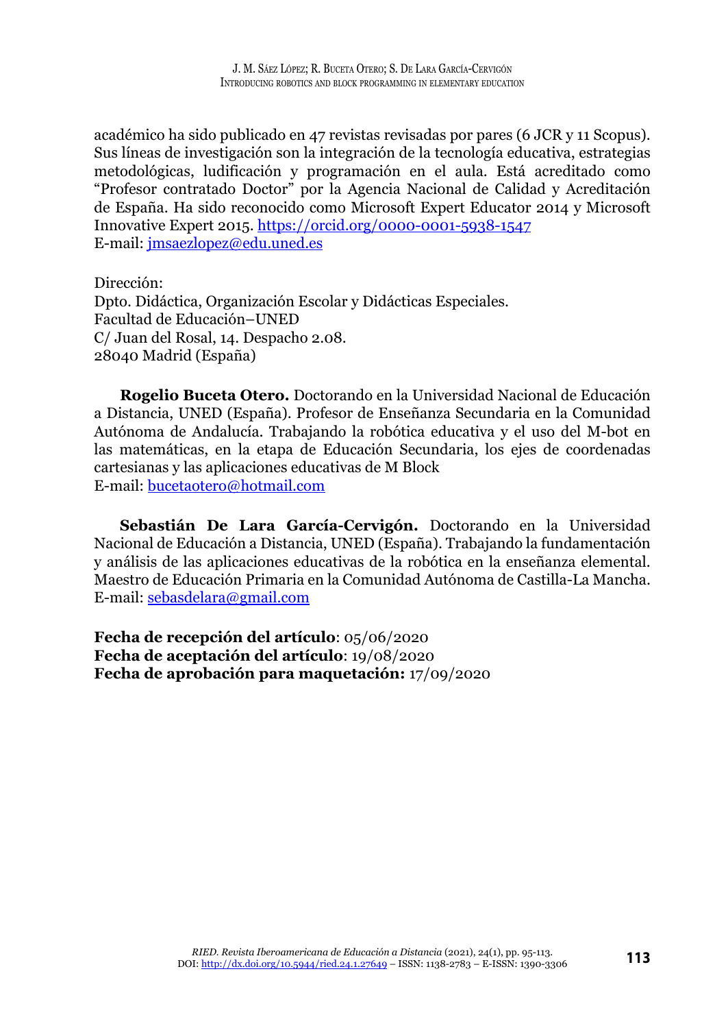académico ha sido publicado en 47 revistas revisadas por pares (6 JCR y 11 Scopus). Sus líneas de investigación son la integración de la tecnología educativa, estrategias metodológicas, ludificación y programación en el aula. Está acreditado como "Profesor contratado Doctor" por la Agencia Nacional de Calidad y Acreditación de España. Ha sido reconocido como Microsoft Expert Educator 2014 y Microsoft Innovative Expert 2015. https://orcid.org/0000-0001-5938-1547
E-mail: jmsaezlopez@edu.uned.es

Dirección:
Dpto. Didáctica, Organización Escolar y Didácticas Especiales.
Facultad de Educación–UNED
C/ Juan del Rosal, 14. Despacho 2.08.
28040 Madrid (España)

**Rogelio Buceta Otero.** Doctorando en la Universidad Nacional de Educación a Distancia, UNED (España). Profesor de Enseñanza Secundaria en la Comunidad Autónoma de Andalucía. Trabajando la robótica educativa y el uso del M-bot en las matemáticas, en la etapa de Educación Secundaria, los ejes de coordenadas cartesianas y las aplicaciones educativas de M Block
E-mail: bucetaotero@hotmail.com

**Sebastián De Lara García-Cervigón.** Doctorando en la Universidad Nacional de Educación a Distancia, UNED (España). Trabajando la fundamentación y análisis de las aplicaciones educativas de la robótica en la enseñanza elemental. Maestro de Educación Primaria en la Comunidad Autónoma de Castilla-La Mancha.
E-mail: sebasdelara@gmail.com

**Fecha de recepción del artículo**: 05/06/2020
**Fecha de aceptación del artículo**: 19/08/2020
**Fecha de aprobación para maquetación:** 17/09/2020